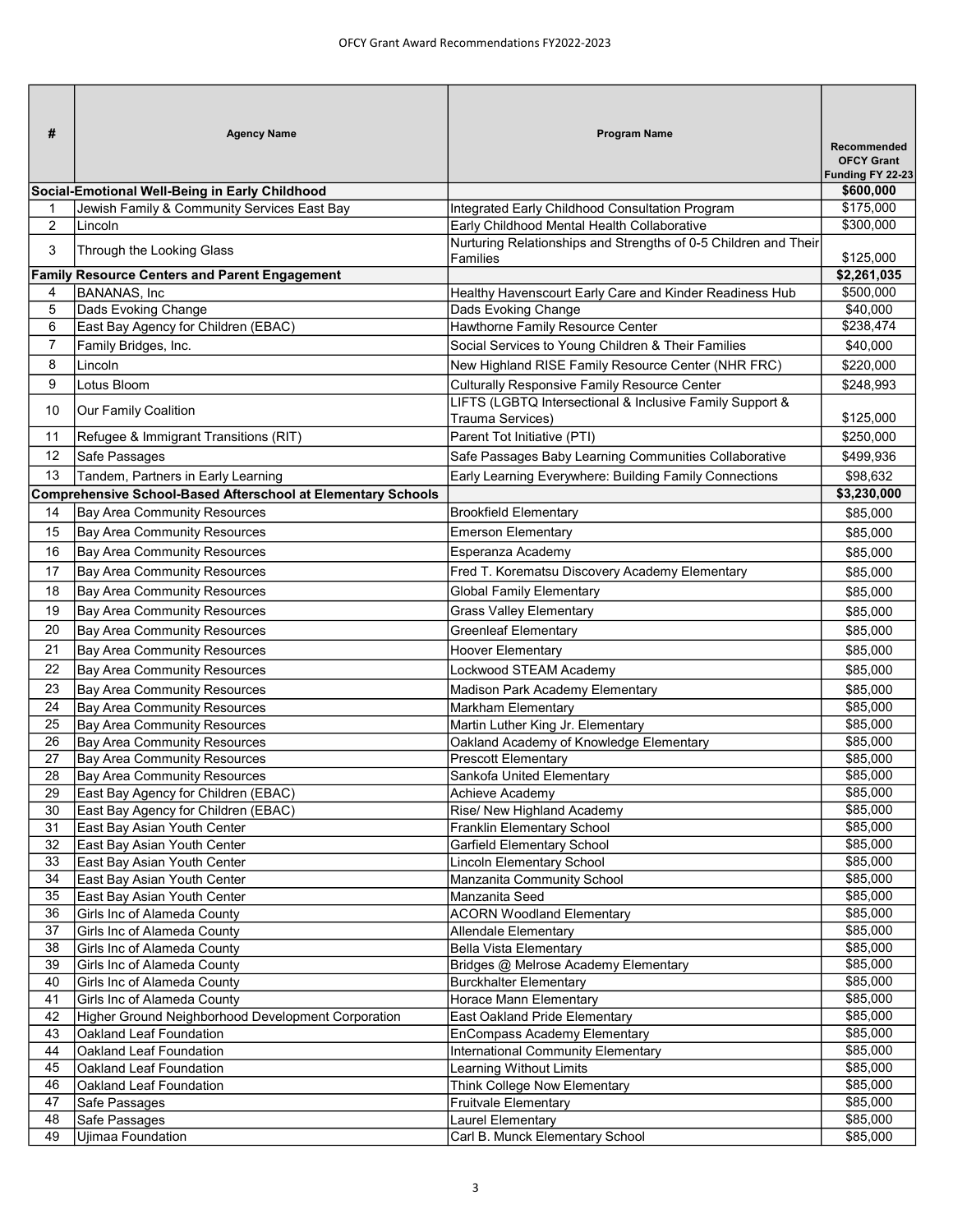# OFCY Grant Award Recommendations FY2022-2023

| # | Agency Name | Program Name | Recommended OFCY Grant Funding FY 22-23 |
|---|---|---|---|
| **Social-Emotional Well-Being in Early Childhood** | | | **$600,000** |
| 1 | Jewish Family & Community Services East Bay | Integrated Early Childhood Consultation Program | $175,000 |
| 2 | Lincoln | Early Childhood Mental Health Collaborative | $300,000 |
| 3 | Through the Looking Glass | Nurturing Relationships and Strengths of 0-5 Children and Their Families | $125,000 |
| **Family Resource Centers and Parent Engagement** | | | **$2,261,035** |
| 4 | BANANAS, Inc | Healthy Havenscourt Early Care and Kinder Readiness Hub | $500,000 |
| 5 | Dads Evoking Change | Dads Evoking Change | $40,000 |
| 6 | East Bay Agency for Children (EBAC) | Hawthorne Family Resource Center | $238,474 |
| 7 | Family Bridges, Inc. | Social Services to Young Children & Their Families | $40,000 |
| 8 | Lincoln | New Highland RISE Family Resource Center (NHR FRC) | $220,000 |
| 9 | Lotus Bloom | Culturally Responsive Family Resource Center | $248,993 |
| 10 | Our Family Coalition | LIFTS (LGBTQ Intersectional & Inclusive Family Support & Trauma Services) | $125,000 |
| 11 | Refugee & Immigrant Transitions (RIT) | Parent Tot Initiative (PTI) | $250,000 |
| 12 | Safe Passages | Safe Passages Baby Learning Communities Collaborative | $499,936 |
| 13 | Tandem, Partners in Early Learning | Early Learning Everywhere: Building Family Connections | $98,632 |
| **Comprehensive School-Based Afterschool at Elementary Schools** | | | **$3,230,000** |
| 14 | Bay Area Community Resources | Brookfield Elementary | $85,000 |
| 15 | Bay Area Community Resources | Emerson Elementary | $85,000 |
| 16 | Bay Area Community Resources | Esperanza Academy | $85,000 |
| 17 | Bay Area Community Resources | Fred T. Korematsu Discovery Academy Elementary | $85,000 |
| 18 | Bay Area Community Resources | Global Family Elementary | $85,000 |
| 19 | Bay Area Community Resources | Grass Valley Elementary | $85,000 |
| 20 | Bay Area Community Resources | Greenleaf Elementary | $85,000 |
| 21 | Bay Area Community Resources | Hoover Elementary | $85,000 |
| 22 | Bay Area Community Resources | Lockwood STEAM Academy | $85,000 |
| 23 | Bay Area Community Resources | Madison Park Academy Elementary | $85,000 |
| 24 | Bay Area Community Resources | Markham Elementary | $85,000 |
| 25 | Bay Area Community Resources | Martin Luther King Jr. Elementary | $85,000 |
| 26 | Bay Area Community Resources | Oakland Academy of Knowledge Elementary | $85,000 |
| 27 | Bay Area Community Resources | Prescott Elementary | $85,000 |
| 28 | Bay Area Community Resources | Sankofa United Elementary | $85,000 |
| 29 | East Bay Agency for Children (EBAC) | Achieve Academy | $85,000 |
| 30 | East Bay Agency for Children (EBAC) | Rise/ New Highland Academy | $85,000 |
| 31 | East Bay Asian Youth Center | Franklin Elementary School | $85,000 |
| 32 | East Bay Asian Youth Center | Garfield Elementary School | $85,000 |
| 33 | East Bay Asian Youth Center | Lincoln Elementary School | $85,000 |
| 34 | East Bay Asian Youth Center | Manzanita Community School | $85,000 |
| 35 | East Bay Asian Youth Center | Manzanita Seed | $85,000 |
| 36 | Girls Inc of Alameda County | ACORN Woodland Elementary | $85,000 |
| 37 | Girls Inc of Alameda County | Allendale Elementary | $85,000 |
| 38 | Girls Inc of Alameda County | Bella Vista Elementary | $85,000 |
| 39 | Girls Inc of Alameda County | Bridges @ Melrose Academy Elementary | $85,000 |
| 40 | Girls Inc of Alameda County | Burckhalter Elementary | $85,000 |
| 41 | Girls Inc of Alameda County | Horace Mann Elementary | $85,000 |
| 42 | Higher Ground Neighborhood Development Corporation | East Oakland Pride Elementary | $85,000 |
| 43 | Oakland Leaf Foundation | EnCompass Academy Elementary | $85,000 |
| 44 | Oakland Leaf Foundation | International Community Elementary | $85,000 |
| 45 | Oakland Leaf Foundation | Learning Without Limits | $85,000 |
| 46 | Oakland Leaf Foundation | Think College Now Elementary | $85,000 |
| 47 | Safe Passages | Fruitvale Elementary | $85,000 |
| 48 | Safe Passages | Laurel Elementary | $85,000 |
| 49 | Ujimaa Foundation | Carl B. Munck Elementary School | $85,000 |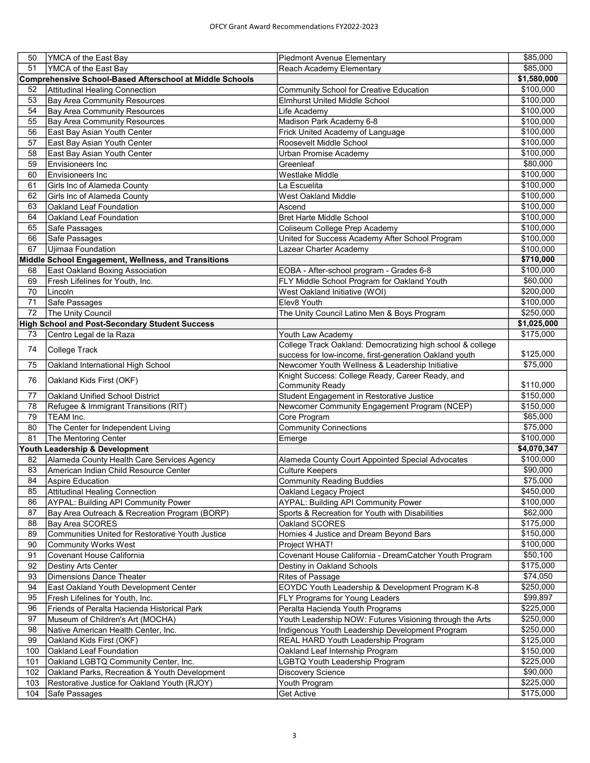| | | | |
|---|---|---|---|
| 50 | YMCA of the East Bay | Piedmont Avenue Elementary | $85,000 |
| 51 | YMCA of the East Bay | Reach Academy Elementary | $85,000 |
| **Comprehensive School-Based Afterschool at Middle Schools** | | | **$1,580,000** |
| 52 | Attitudinal Healing Connection | Community School for Creative Education | $100,000 |
| 53 | Bay Area Community Resources | Elmhurst United Middle School | $100,000 |
| 54 | Bay Area Community Resources | Life Academy | $100,000 |
| 55 | Bay Area Community Resources | Madison Park Academy 6-8 | $100,000 |
| 56 | East Bay Asian Youth Center | Frick United Academy of Language | $100,000 |
| 57 | East Bay Asian Youth Center | Roosevelt Middle School | $100,000 |
| 58 | East Bay Asian Youth Center | Urban Promise Academy | $100,000 |
| 59 | Envisioneers Inc | Greenleaf | $80,000 |
| 60 | Envisioneers Inc | Westlake Middle | $100,000 |
| 61 | Girls Inc of Alameda County | La Escuelita | $100,000 |
| 62 | Girls Inc of Alameda County | West Oakland Middle | $100,000 |
| 63 | Oakland Leaf Foundation | Ascend | $100,000 |
| 64 | Oakland Leaf Foundation | Bret Harte Middle School | $100,000 |
| 65 | Safe Passages | Coliseum College Prep Academy | $100,000 |
| 66 | Safe Passages | United for Success Academy After School Program | $100,000 |
| 67 | Ujimaa Foundation | Lazear Charter Academy | $100,000 |
| **Middle School Engagement, Wellness, and Transitions** | | | **$710,000** |
| 68 | East Oakland Boxing Association | EOBA - After-school program - Grades 6-8 | $100,000 |
| 69 | Fresh Lifelines for Youth, Inc. | FLY Middle School Program for Oakland Youth | $60,000 |
| 70 | Lincoln | West Oakland Initiative (WOI) | $200,000 |
| 71 | Safe Passages | Elev8 Youth | $100,000 |
| 72 | The Unity Council | The Unity Council Latino Men & Boys Program | $250,000 |
| **High School and Post-Secondary Student Success** | | | **$1,025,000** |
| 73 | Centro Legal de la Raza | Youth Law Academy | $175,000 |
| 74 | College Track | College Track Oakland: Democratizing high school & college success for low-income, first-generation Oakland youth | $125,000 |
| 75 | Oakland International High School | Newcomer Youth Wellness & Leadership Initiative | $75,000 |
| 76 | Oakland Kids First (OKF) | Knight Success: College Ready, Career Ready, and Community Ready | $110,000 |
| 77 | Oakland Unified School District | Student Engagement in Restorative Justice | $150,000 |
| 78 | Refugee & Immigrant Transitions (RIT) | Newcomer Community Engagement Program (NCEP) | $150,000 |
| 79 | TEAM Inc. | Core Program | $65,000 |
| 80 | The Center for Independent Living | Community Connections | $75,000 |
| 81 | The Mentoring Center | Emerge | $100,000 |
| **Youth Leadership & Development** | | | **$4,070,347** |
| 82 | Alameda County Health Care Services Agency | Alameda County Court Appointed Special Advocates | $100,000 |
| 83 | American Indian Child Resource Center | Culture Keepers | $90,000 |
| 84 | Aspire Education | Community Reading Buddies | $75,000 |
| 85 | Attitudinal Healing Connection | Oakland Legacy Project | $450,000 |
| 86 | AYPAL: Building API Community Power | AYPAL: Building API Community Power | $100,000 |
| 87 | Bay Area Outreach & Recreation Program (BORP) | Sports & Recreation for Youth with Disabilities | $62,000 |
| 88 | Bay Area SCORES | Oakland SCORES | $175,000 |
| 89 | Communities United for Restorative Youth Justice | Homies 4 Justice and Dream Beyond Bars | $150,000 |
| 90 | Community Works West | Project WHAT! | $100,000 |
| 91 | Covenant House California | Covenant House California - DreamCatcher Youth Program | $50,100 |
| 92 | Destiny Arts Center | Destiny in Oakland Schools | $175,000 |
| 93 | Dimensions Dance Theater | Rites of Passage | $74,050 |
| 94 | East Oakland Youth Development Center | EOYDC Youth Leadership & Development Program K-8 | $250,000 |
| 95 | Fresh Lifelines for Youth, Inc. | FLY Programs for Young Leaders | $99,897 |
| 96 | Friends of Peralta Hacienda Historical Park | Peralta Hacienda Youth Programs | $225,000 |
| 97 | Museum of Children's Art (MOCHA) | Youth Leadership NOW: Futures Visioning through the Arts | $250,000 |
| 98 | Native American Health Center, Inc. | Indigenous Youth Leadership Development Program | $250,000 |
| 99 | Oakland Kids First (OKF) | REAL HARD Youth Leadership Program | $125,000 |
| 100 | Oakland Leaf Foundation | Oakland Leaf Internship Program | $150,000 |
| 101 | Oakland LGBTQ Community Center, Inc. | LGBTQ Youth Leadership Program | $225,000 |
| 102 | Oakland Parks, Recreation & Youth Development | Discovery Science | $90,000 |
| 103 | Restorative Justice for Oakland Youth (RJOY) | Youth Program | $225,000 |
| 104 | Safe Passages | Get Active | $175,000 |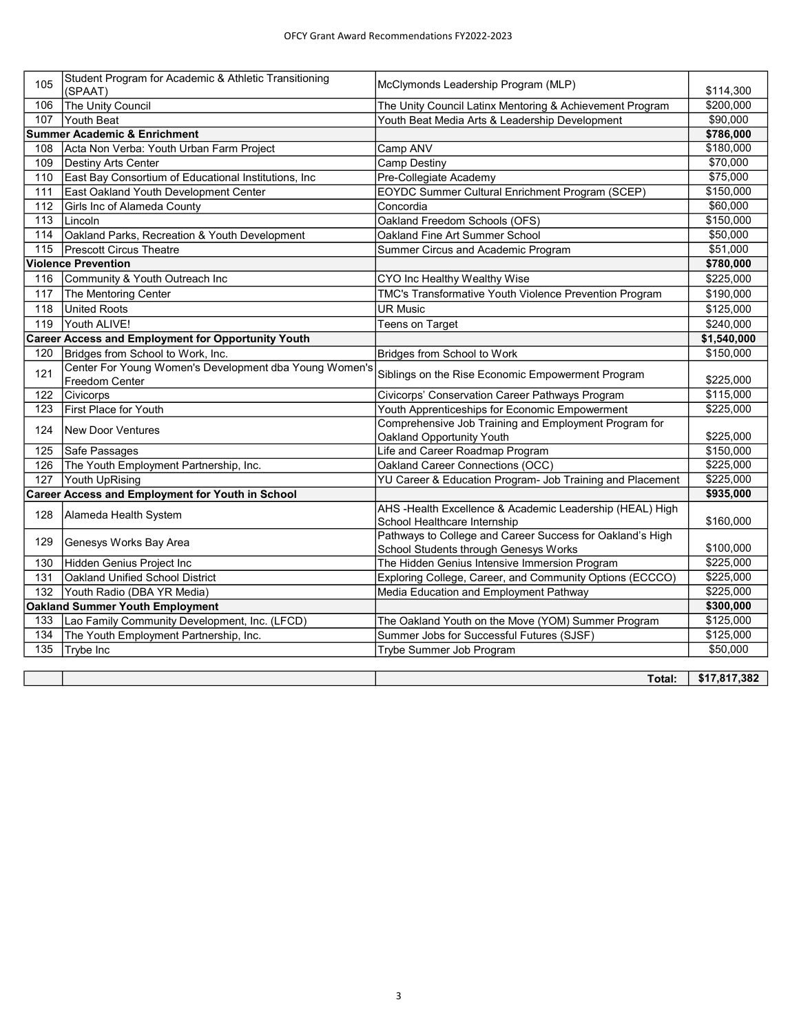| | | | |
|---|---|---|---|
| 105 | Student Program for Academic & Athletic Transitioning (SPAAT) | McClymonds Leadership Program (MLP) | $114,300 |
| 106 | The Unity Council | The Unity Council Latinx Mentoring & Achievement Program | $200,000 |
| 107 | Youth Beat | Youth Beat Media Arts & Leadership Development | $90,000 |
| **Summer Academic & Enrichment** | | | **$786,000** |
| 108 | Acta Non Verba: Youth Urban Farm Project | Camp ANV | $180,000 |
| 109 | Destiny Arts Center | Camp Destiny | $70,000 |
| 110 | East Bay Consortium of Educational Institutions, Inc | Pre-Collegiate Academy | $75,000 |
| 111 | East Oakland Youth Development Center | EOYDC Summer Cultural Enrichment Program (SCEP) | $150,000 |
| 112 | Girls Inc of Alameda County | Concordia | $60,000 |
| 113 | Lincoln | Oakland Freedom Schools (OFS) | $150,000 |
| 114 | Oakland Parks, Recreation & Youth Development | Oakland Fine Art Summer School | $50,000 |
| 115 | Prescott Circus Theatre | Summer Circus and Academic Program | $51,000 |
| **Violence Prevention** | | | **$780,000** |
| 116 | Community & Youth Outreach Inc | CYO Inc Healthy Wealthy Wise | $225,000 |
| 117 | The Mentoring Center | TMC's Transformative Youth Violence Prevention Program | $190,000 |
| 118 | United Roots | UR Music | $125,000 |
| 119 | Youth ALIVE! | Teens on Target | $240,000 |
| **Career Access and Employment for Opportunity Youth** | | | **$1,540,000** |
| 120 | Bridges from School to Work, Inc. | Bridges from School to Work | $150,000 |
| 121 | Center For Young Women's Development dba Young Women's Freedom Center | Siblings on the Rise Economic Empowerment Program | $225,000 |
| 122 | Civicorps | Civicorps' Conservation Career Pathways Program | $115,000 |
| 123 | First Place for Youth | Youth Apprenticeships for Economic Empowerment | $225,000 |
| 124 | New Door Ventures | Comprehensive Job Training and Employment Program for Oakland Opportunity Youth | $225,000 |
| 125 | Safe Passages | Life and Career Roadmap Program | $150,000 |
| 126 | The Youth Employment Partnership, Inc. | Oakland Career Connections (OCC) | $225,000 |
| 127 | Youth UpRising | YU Career & Education Program- Job Training and Placement | $225,000 |
| **Career Access and Employment for Youth in School** | | | **$935,000** |
| 128 | Alameda Health System | AHS -Health Excellence & Academic Leadership (HEAL) High School Healthcare Internship | $160,000 |
| 129 | Genesys Works Bay Area | Pathways to College and Career Success for Oakland's High School Students through Genesys Works | $100,000 |
| 130 | Hidden Genius Project Inc | The Hidden Genius Intensive Immersion Program | $225,000 |
| 131 | Oakland Unified School District | Exploring College, Career, and Community Options (ECCCO) | $225,000 |
| 132 | Youth Radio (DBA YR Media) | Media Education and Employment Pathway | $225,000 |
| **Oakland Summer Youth Employment** | | | **$300,000** |
| 133 | Lao Family Community Development, Inc. (LFCD) | The Oakland Youth on the Move (YOM) Summer Program | $125,000 |
| 134 | The Youth Employment Partnership, Inc. | Summer Jobs for Successful Futures (SJSF) | $125,000 |
| 135 | Trybe Inc | Trybe Summer Job Program | $50,000 |
| | | **Total:** | **$17,817,382** |